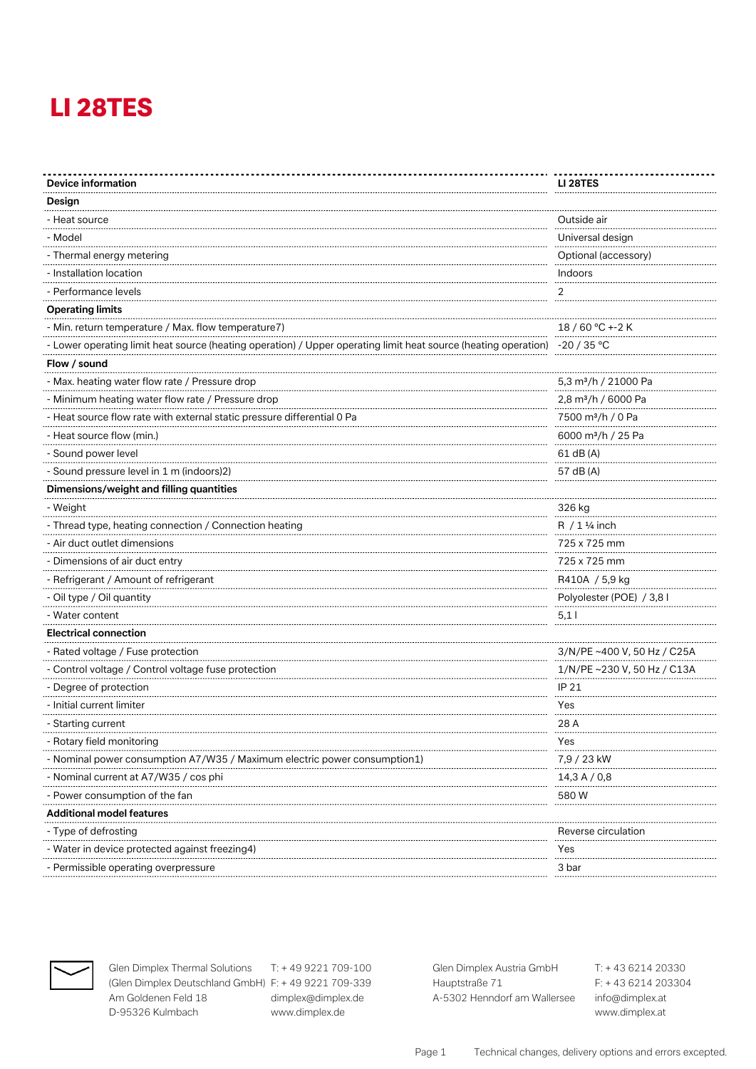# LI 28TES

| Device information | LI 28TES |
|---|---|
| **Design** | |
| - Heat source | Outside air |
| - Model | Universal design |
| - Thermal energy metering | Optional (accessory) |
| - Installation location | Indoors |
| - Performance levels | 2 |
| **Operating limits** | |
| - Min. return temperature / Max. flow temperature7) | 18 / 60 °C +-2 K |
| - Lower operating limit heat source (heating operation) / Upper operating limit heat source (heating operation) | -20 / 35 °C |
| **Flow / sound** | |
| - Max. heating water flow rate / Pressure drop | 5,3 m³/h / 21000 Pa |
| - Minimum heating water flow rate / Pressure drop | 2,8 m³/h / 6000 Pa |
| - Heat source flow rate with external static pressure differential 0 Pa | 7500 m³/h / 0 Pa |
| - Heat source flow (min.) | 6000 m³/h / 25 Pa |
| - Sound power level | 61 dB (A) |
| - Sound pressure level in 1 m (indoors)2) | 57 dB (A) |
| **Dimensions/weight and filling quantities** | |
| - Weight | 326 kg |
| - Thread type, heating connection / Connection heating | R / 1 ¼ inch |
| - Air duct outlet dimensions | 725 x 725 mm |
| - Dimensions of air duct entry | 725 x 725 mm |
| - Refrigerant / Amount of refrigerant | R410A / 5,9 kg |
| - Oil type / Oil quantity | Polyolester (POE) / 3,8 l |
| - Water content | 5,1 l |
| **Electrical connection** | |
| - Rated voltage / Fuse protection | 3/N/PE ~400 V, 50 Hz / C25A |
| - Control voltage / Control voltage fuse protection | 1/N/PE ~230 V, 50 Hz / C13A |
| - Degree of protection | IP 21 |
| - Initial current limiter | Yes |
| - Starting current | 28 A |
| - Rotary field monitoring | Yes |
| - Nominal power consumption A7/W35 / Maximum electric power consumption1) | 7,9 / 23 kW |
| - Nominal current at A7/W35 / cos phi | 14,3 A / 0,8 |
| - Power consumption of the fan | 580 W |
| **Additional model features** | |
| - Type of defrosting | Reverse circulation |
| - Water in device protected against freezing4) | Yes |
| - Permissible operating overpressure | 3 bar |

Glen Dimplex Thermal Solutions
(Glen Dimplex Deutschland GmbH)
Am Goldenen Feld 18
D-95326 Kulmbach

T: + 49 9221 709-100
F: + 49 9221 709-339
dimplex@dimplex.de
www.dimplex.de

Glen Dimplex Austria GmbH
Hauptstraße 71
A-5302 Henndorf am Wallersee

T: + 43 6214 20330
F: + 43 6214 203304
info@dimplex.at
www.dimplex.at

Technical changes, delivery options and errors excepted.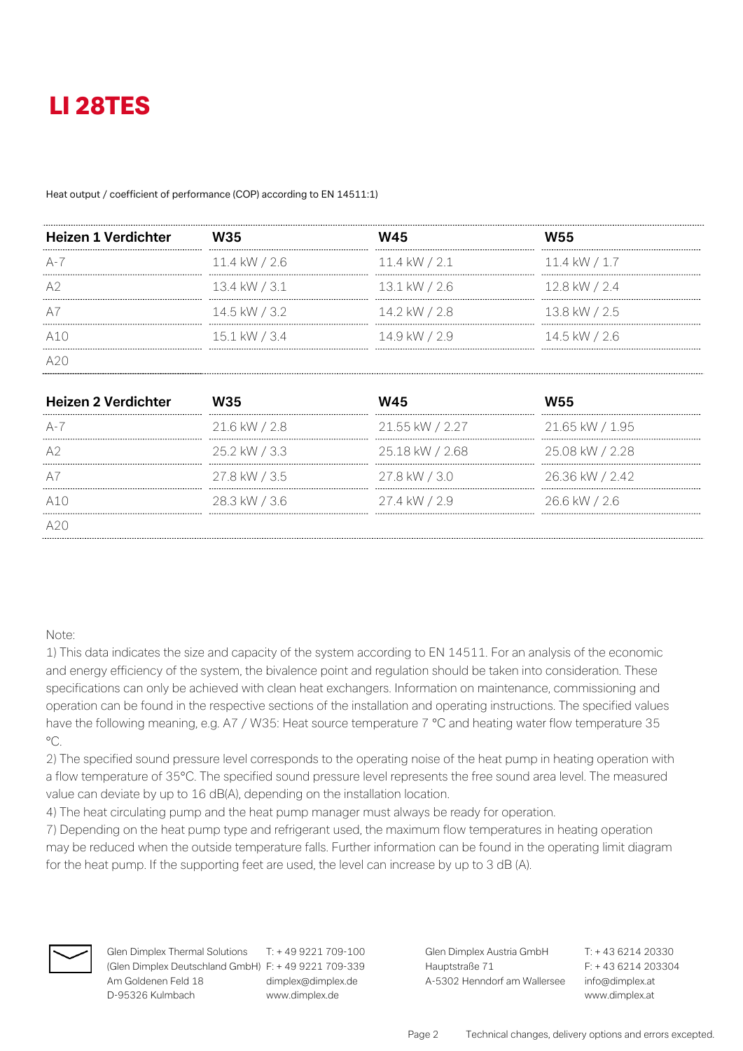# LI 28TES

Heat output / coefficient of performance (COP) according to EN 14511:1)

| Heizen 1 Verdichter | W35 | W45 | W55 |
|---|---|---|---|
| A-7 | 11.4 kW / 2.6 | 11.4 kW / 2.1 | 11.4 kW / 1.7 |
| A2 | 13.4 kW / 3.1 | 13.1 kW / 2.6 | 12.8 kW / 2.4 |
| A7 | 14.5 kW / 3.2 | 14.2 kW / 2.8 | 13.8 kW / 2.5 |
| A10 | 15.1 kW / 3.4 | 14.9 kW / 2.9 | 14.5 kW / 2.6 |
| A20 | | | |

| Heizen 2 Verdichter | W35 | W45 | W55 |
|---|---|---|---|
| A-7 | 21.6 kW / 2.8 | 21.55 kW / 2.27 | 21.65 kW / 1.95 |
| A2 | 25.2 kW / 3.3 | 25.18 kW / 2.68 | 25.08 kW / 2.28 |
| A7 | 27.8 kW / 3.5 | 27.8 kW / 3.0 | 26.36 kW / 2.42 |
| A10 | 28.3 kW / 3.6 | 27.4 kW / 2.9 | 26.6 kW / 2.6 |
| A20 | | | |

Note:

1) This data indicates the size and capacity of the system according to EN 14511. For an analysis of the economic and energy efficiency of the system, the bivalence point and regulation should be taken into consideration. These specifications can only be achieved with clean heat exchangers. Information on maintenance, commissioning and operation can be found in the respective sections of the installation and operating instructions. The specified values have the following meaning, e.g. A7 / W35: Heat source temperature 7 °C and heating water flow temperature 35 °C.

2) The specified sound pressure level corresponds to the operating noise of the heat pump in heating operation with a flow temperature of 35°C. The specified sound pressure level represents the free sound area level. The measured value can deviate by up to 16 dB(A), depending on the installation location.

4) The heat circulating pump and the heat pump manager must always be ready for operation.

7) Depending on the heat pump type and refrigerant used, the maximum flow temperatures in heating operation may be reduced when the outside temperature falls. Further information can be found in the operating limit diagram for the heat pump. If the supporting feet are used, the level can increase by up to 3 dB (A).

Glen Dimplex Thermal Solutions
(Glen Dimplex Deutschland GmbH)
Am Goldenen Feld 18
D-95326 Kulmbach

T: + 49 9221 709-100
F: + 49 9221 709-339
dimplex@dimplex.de
www.dimplex.de

Glen Dimplex Austria GmbH
Hauptstraße 71
A-5302 Henndorf am Wallersee

T: + 43 6214 20330
F: + 43 6214 203304
info@dimplex.at
www.dimplex.at

Technical changes, delivery options and errors excepted.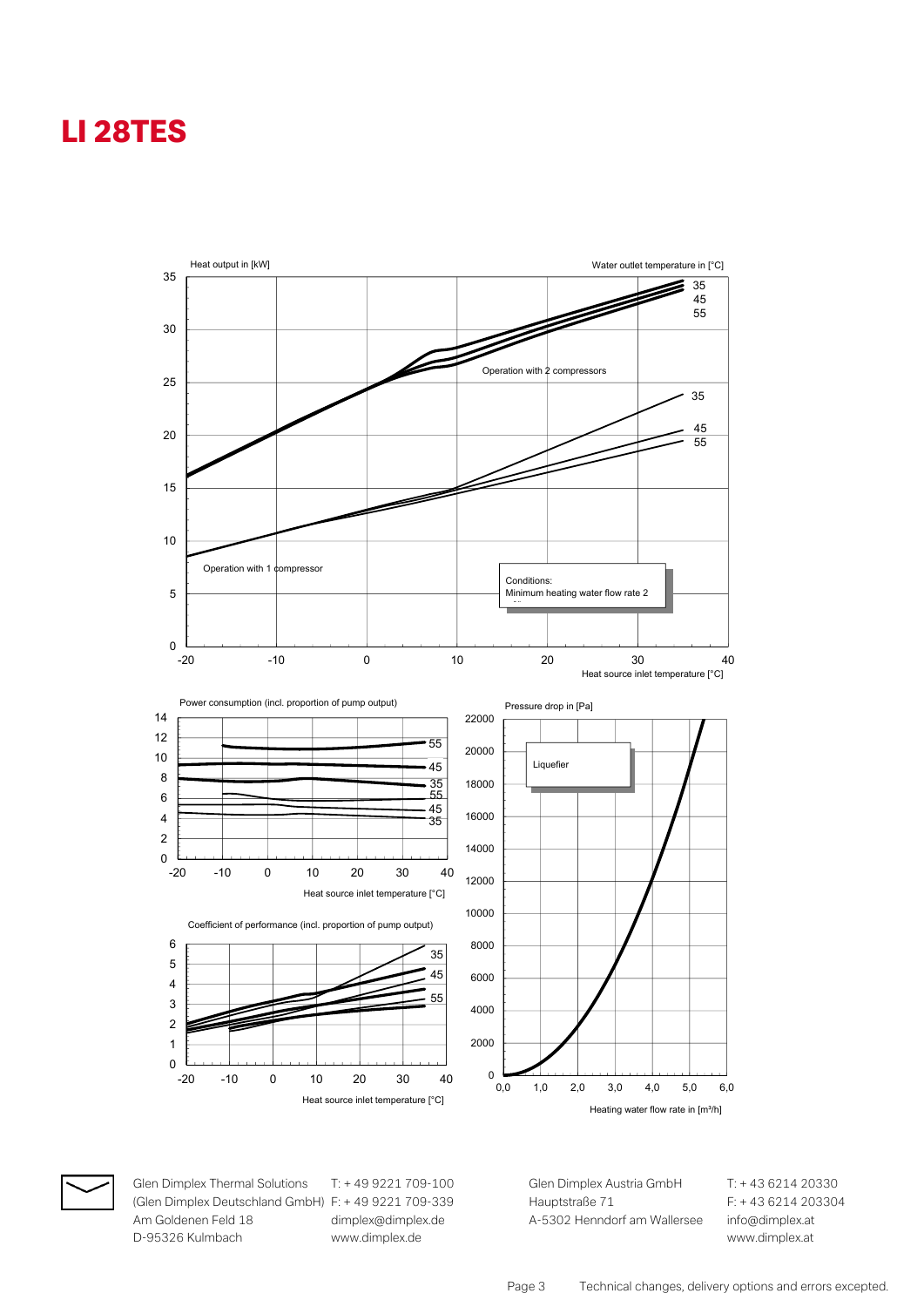# LI 28TES

Heat output in [kW]

Water outlet temperature in [°C]

35
45
55

Operation with 2 compressors

35
45
55

Operation with 1 compressor

Conditions:
Minimum heating water flow rate 2

Heat source inlet temperature [°C]

Power consumption (incl. proportion of pump output)

55
45
35
55
45
35

Heat source inlet temperature [°C]

Coefficient of performance (incl. proportion of pump output)

35
45
55

Heat source inlet temperature [°C]

Pressure drop in [Pa]

Liquefier

Heating water flow rate in [m³/h]

Glen Dimplex Thermal Solutions
(Glen Dimplex Deutschland GmbH)
Am Goldenen Feld 18
D-95326 Kulmbach

T: + 49 9221 709-100
F: + 49 9221 709-339
dimplex@dimplex.de
www.dimplex.de

Glen Dimplex Austria GmbH
Hauptstraße 71
A-5302 Henndorf am Wallersee

T: + 43 6214 20330
F: + 43 6214 203304
info@dimplex.at
www.dimplex.at

Technical changes, delivery options and errors excepted.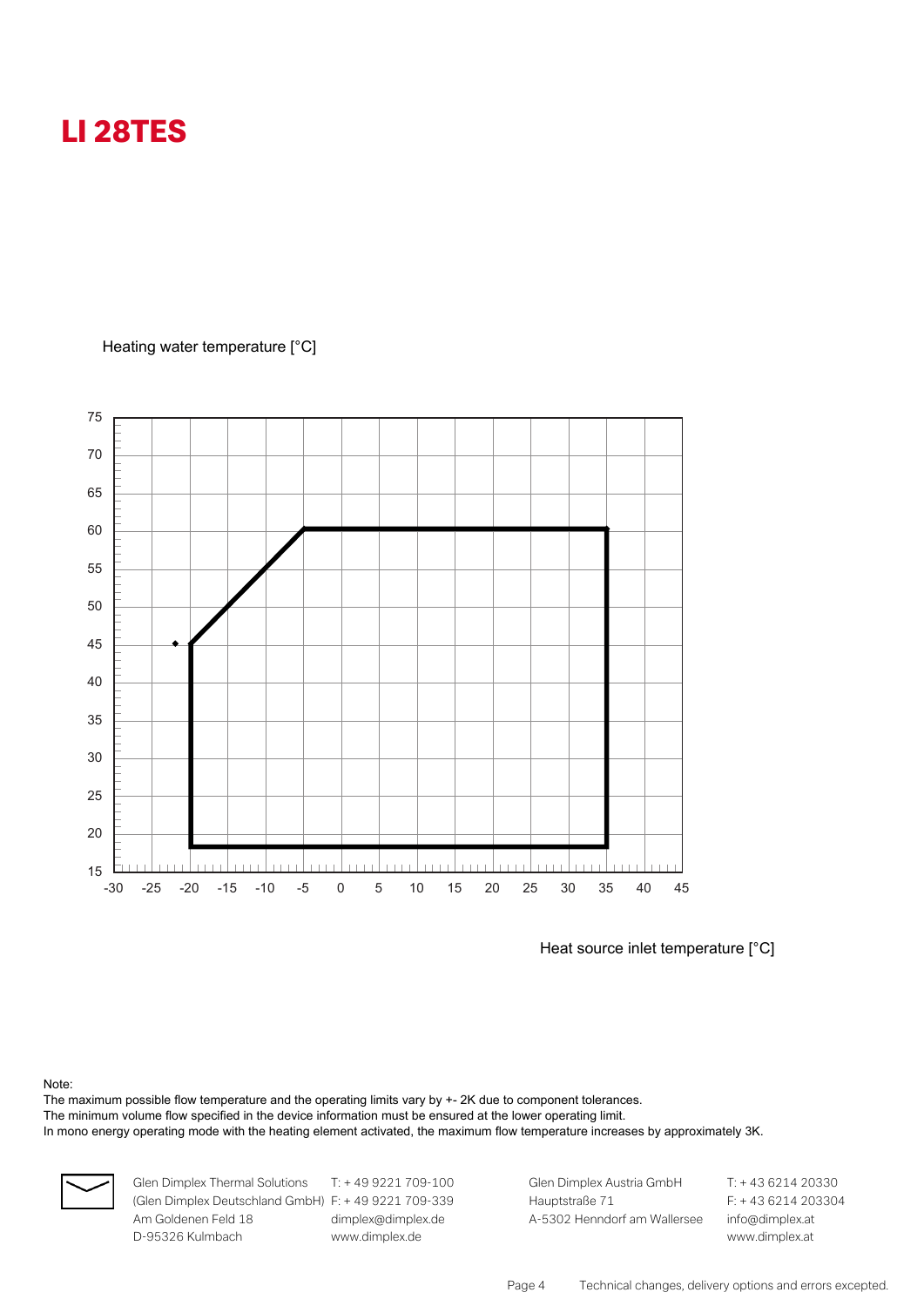# LI 28TES

Heating water temperature [°C]

75
70
65
60
55
50
45
40
35
30
25
20
15

-30 -25 -20 -15 -10 -5 0 5 10 15 20 25 30 35 40 45

Heat source inlet temperature [°C]

Note:
The maximum possible flow temperature and the operating limits vary by +- 2K due to component tolerances.
The minimum volume flow specified in the device information must be ensured at the lower operating limit.
In mono energy operating mode with the heating element activated, the maximum flow temperature increases by approximately 3K.

Glen Dimplex Thermal Solutions
(Glen Dimplex Deutschland GmbH)
Am Goldenen Feld 18
D-95326 Kulmbach

T: + 49 9221 709-100
F: + 49 9221 709-339
dimplex@dimplex.de
www.dimplex.de

Glen Dimplex Austria GmbH
Hauptstraße 71
A-5302 Henndorf am Wallersee

T: + 43 6214 20330
F: + 43 6214 203304
info@dimplex.at
www.dimplex.at

Technical changes, delivery options and errors excepted.